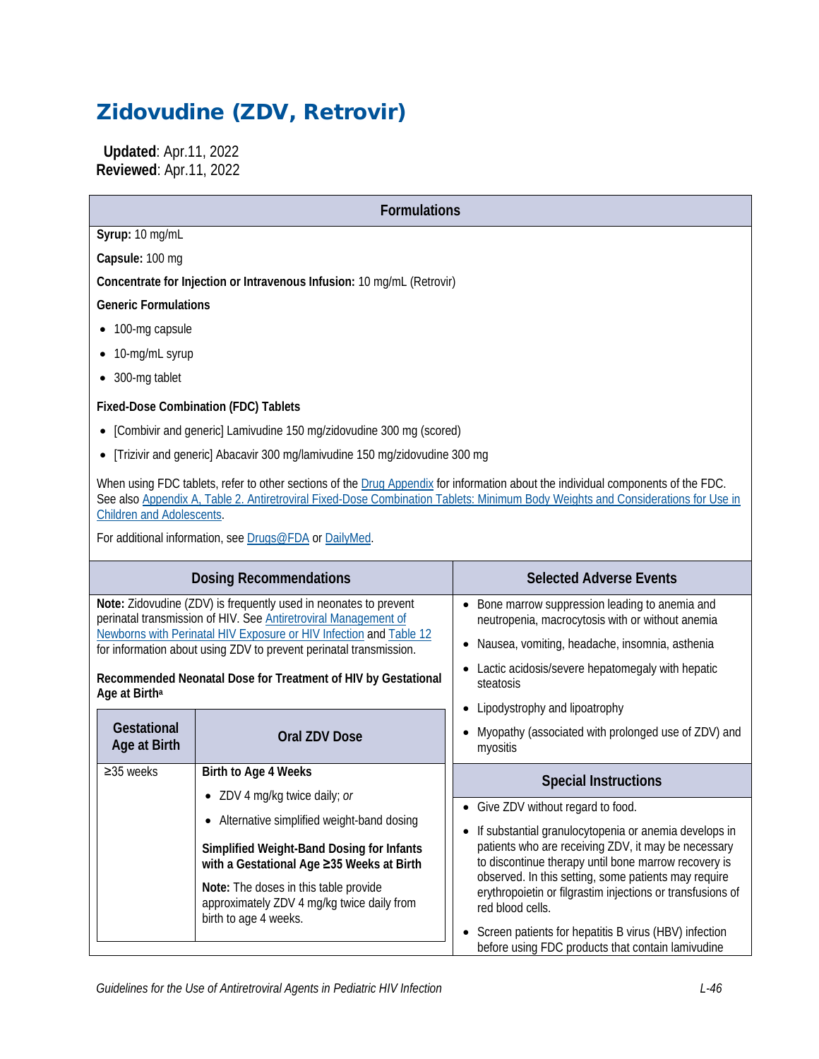# Zidovudine (ZDV, Retrovir)

**Updated**: Apr.11, 2022
**Reviewed**: Apr.11, 2022

## Formulations

**Syrup:** 10 mg/mL

**Capsule:** 100 mg

**Concentrate for Injection or Intravenous Infusion:** 10 mg/mL (Retrovir)

**Generic Formulations**

- 100-mg capsule
- 10-mg/mL syrup
- 300-mg tablet

**Fixed-Dose Combination (FDC) Tablets**

- [Combivir and generic] Lamivudine 150 mg/zidovudine 300 mg (scored)
- [Trizivir and generic] Abacavir 300 mg/lamivudine 150 mg/zidovudine 300 mg

When using FDC tablets, refer to other sections of the Drug Appendix for information about the individual components of the FDC. See also Appendix A, Table 2. Antiretroviral Fixed-Dose Combination Tablets: Minimum Body Weights and Considerations for Use in Children and Adolescents.

For additional information, see Drugs@FDA or DailyMed.

## Dosing Recommendations

**Note:** Zidovudine (ZDV) is frequently used in neonates to prevent perinatal transmission of HIV. See Antiretroviral Management of Newborns with Perinatal HIV Exposure or HIV Infection and Table 12 for information about using ZDV to prevent perinatal transmission.

**Recommended Neonatal Dose for Treatment of HIV by Gestational Age at Birth**[a]

| Gestational Age at Birth | Oral ZDV Dose |
|---|---|
| ≥35 weeks | **Birth to Age 4 Weeks**<br>• ZDV 4 mg/kg twice daily; *or*<br>• Alternative simplified weight-band dosing<br><br>**Simplified Weight-Band Dosing for Infants with a Gestational Age ≥35 Weeks at Birth**<br><br>**Note:** The doses in this table provide approximately ZDV 4 mg/kg twice daily from birth to age 4 weeks. |

## Selected Adverse Events

- Bone marrow suppression leading to anemia and neutropenia, macrocytosis with or without anemia
- Nausea, vomiting, headache, insomnia, asthenia
- Lactic acidosis/severe hepatomegaly with hepatic steatosis
- Lipodystrophy and lipoatrophy
- Myopathy (associated with prolonged use of ZDV) and myositis

## Special Instructions

- Give ZDV without regard to food.
- If substantial granulocytopenia or anemia develops in patients who are receiving ZDV, it may be necessary to discontinue therapy until bone marrow recovery is observed. In this setting, some patients may require erythropoietin or filgrastim injections or transfusions of red blood cells.
- Screen patients for hepatitis B virus (HBV) infection before using FDC products that contain lamivudine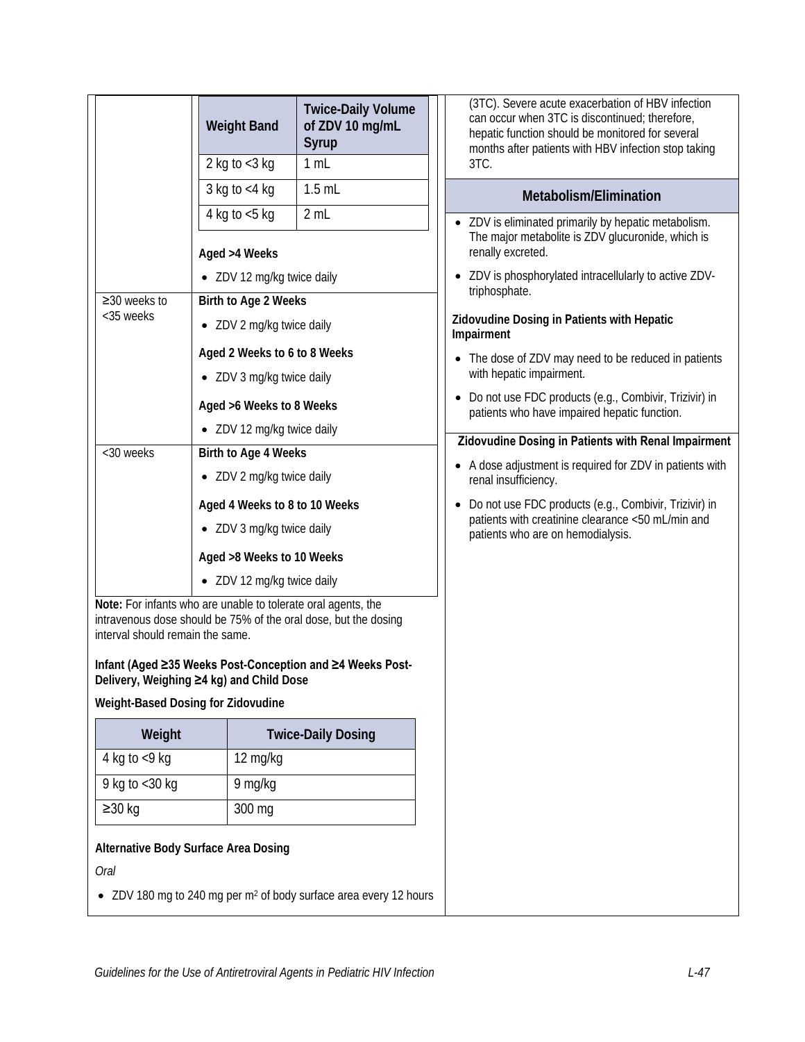| | |
|---|---|
| | **Weight Band** / **Twice-Daily Volume of ZDV 10 mg/mL Syrup**<br>2 kg to <3 kg — 1 mL<br>3 kg to <4 kg — 1.5 mL<br>4 kg to <5 kg — 2 mL<br><br>**Aged >4 Weeks**<br>• ZDV 12 mg/kg twice daily |
| ≥30 weeks to <35 weeks | **Birth to Age 2 Weeks**<br>• ZDV 2 mg/kg twice daily<br>**Aged 2 Weeks to 6 to 8 Weeks**<br>• ZDV 3 mg/kg twice daily<br>**Aged >6 Weeks to 8 Weeks**<br>• ZDV 12 mg/kg twice daily |
| <30 weeks | **Birth to Age 4 Weeks**<br>• ZDV 2 mg/kg twice daily<br>**Aged 4 Weeks to 8 to 10 Weeks**<br>• ZDV 3 mg/kg twice daily<br>**Aged >8 Weeks to 10 Weeks**<br>• ZDV 12 mg/kg twice daily |

**Note:** For infants who are unable to tolerate oral agents, the intravenous dose should be 75% of the oral dose, but the dosing interval should remain the same.

**Infant (Aged ≥35 Weeks Post-Conception and ≥4 Weeks Post-Delivery, Weighing ≥4 kg) and Child Dose**

**Weight-Based Dosing for Zidovudine**

| Weight | Twice-Daily Dosing |
|---|---|
| 4 kg to <9 kg | 12 mg/kg |
| 9 kg to <30 kg | 9 mg/kg |
| ≥30 kg | 300 mg |

**Alternative Body Surface Area Dosing**

*Oral*

- ZDV 180 mg to 240 mg per $m^2$ of body surface area every 12 hours

(3TC). Severe acute exacerbation of HBV infection can occur when 3TC is discontinued; therefore, hepatic function should be monitored for several months after patients with HBV infection stop taking 3TC.

## Metabolism/Elimination

- ZDV is eliminated primarily by hepatic metabolism. The major metabolite is ZDV glucuronide, which is renally excreted.
- ZDV is phosphorylated intracellularly to active ZDV-triphosphate.

**Zidovudine Dosing in Patients with Hepatic Impairment**

- The dose of ZDV may need to be reduced in patients with hepatic impairment.
- Do not use FDC products (e.g., Combivir, Trizivir) in patients who have impaired hepatic function.

**Zidovudine Dosing in Patients with Renal Impairment**

- A dose adjustment is required for ZDV in patients with renal insufficiency.
- Do not use FDC products (e.g., Combivir, Trizivir) in patients with creatinine clearance <50 mL/min and patients who are on hemodialysis.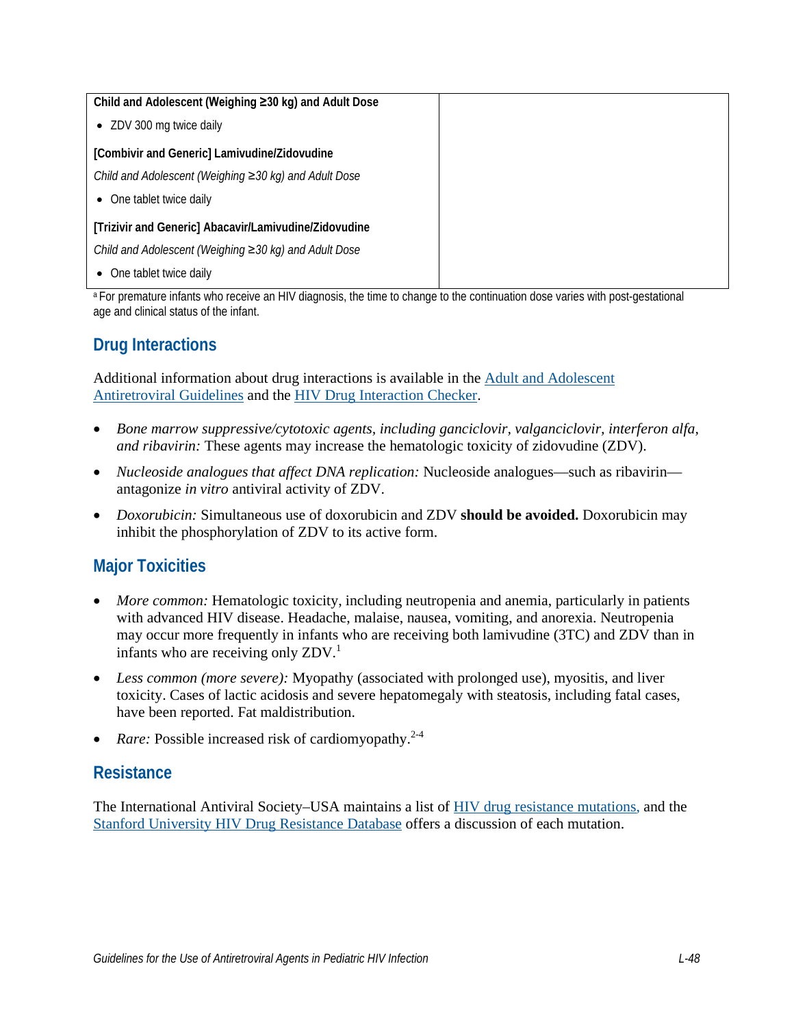| Child and Adolescent (Weighing ≥30 kg) and Adult Dose<br>• ZDV 300 mg twice daily<br><br>**[Combivir and Generic] Lamivudine/Zidovudine**<br>*Child and Adolescent (Weighing ≥30 kg) and Adult Dose*<br>• One tablet twice daily<br><br>**[Trizivir and Generic] Abacavir/Lamivudine/Zidovudine**<br>*Child and Adolescent (Weighing ≥30 kg) and Adult Dose*<br>• One tablet twice daily | |
|---|---|

[a] For premature infants who receive an HIV diagnosis, the time to change to the continuation dose varies with post-gestational age and clinical status of the infant.

## Drug Interactions

Additional information about drug interactions is available in the Adult and Adolescent Antiretroviral Guidelines and the HIV Drug Interaction Checker.

- *Bone marrow suppressive/cytotoxic agents, including ganciclovir, valganciclovir, interferon alfa, and ribavirin:* These agents may increase the hematologic toxicity of zidovudine (ZDV).
- *Nucleoside analogues that affect DNA replication:* Nucleoside analogues—such as ribavirin—antagonize *in vitro* antiviral activity of ZDV.
- *Doxorubicin:* Simultaneous use of doxorubicin and ZDV **should be avoided.** Doxorubicin may inhibit the phosphorylation of ZDV to its active form.

## Major Toxicities

- *More common:* Hematologic toxicity, including neutropenia and anemia, particularly in patients with advanced HIV disease. Headache, malaise, nausea, vomiting, and anorexia. Neutropenia may occur more frequently in infants who are receiving both lamivudine (3TC) and ZDV than in infants who are receiving only ZDV.[1]
- *Less common (more severe):* Myopathy (associated with prolonged use), myositis, and liver toxicity. Cases of lactic acidosis and severe hepatomegaly with steatosis, including fatal cases, have been reported. Fat maldistribution.
- *Rare:* Possible increased risk of cardiomyopathy.[2-4]

## Resistance

The International Antiviral Society–USA maintains a list of HIV drug resistance mutations, and the Stanford University HIV Drug Resistance Database offers a discussion of each mutation.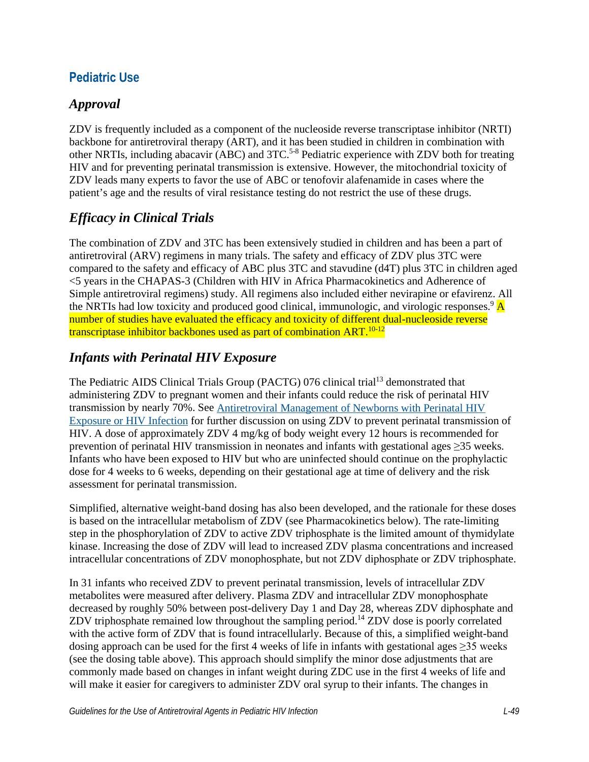## Pediatric Use

### *Approval*

ZDV is frequently included as a component of the nucleoside reverse transcriptase inhibitor (NRTI) backbone for antiretroviral therapy (ART), and it has been studied in children in combination with other NRTIs, including abacavir (ABC) and 3TC.[5-8] Pediatric experience with ZDV both for treating HIV and for preventing perinatal transmission is extensive. However, the mitochondrial toxicity of ZDV leads many experts to favor the use of ABC or tenofovir alafenamide in cases where the patient's age and the results of viral resistance testing do not restrict the use of these drugs.

### *Efficacy in Clinical Trials*

The combination of ZDV and 3TC has been extensively studied in children and has been a part of antiretroviral (ARV) regimens in many trials. The safety and efficacy of ZDV plus 3TC were compared to the safety and efficacy of ABC plus 3TC and stavudine (d4T) plus 3TC in children aged <5 years in the CHAPAS-3 (Children with HIV in Africa Pharmacokinetics and Adherence of Simple antiretroviral regimens) study. All regimens also included either nevirapine or efavirenz. All the NRTIs had low toxicity and produced good clinical, immunologic, and virologic responses.[9] A number of studies have evaluated the efficacy and toxicity of different dual-nucleoside reverse transcriptase inhibitor backbones used as part of combination ART.[10-12]

### *Infants with Perinatal HIV Exposure*

The Pediatric AIDS Clinical Trials Group (PACTG) 076 clinical trial[13] demonstrated that administering ZDV to pregnant women and their infants could reduce the risk of perinatal HIV transmission by nearly 70%. See Antiretroviral Management of Newborns with Perinatal HIV Exposure or HIV Infection for further discussion on using ZDV to prevent perinatal transmission of HIV. A dose of approximately ZDV 4 mg/kg of body weight every 12 hours is recommended for prevention of perinatal HIV transmission in neonates and infants with gestational ages ≥35 weeks. Infants who have been exposed to HIV but who are uninfected should continue on the prophylactic dose for 4 weeks to 6 weeks, depending on their gestational age at time of delivery and the risk assessment for perinatal transmission.

Simplified, alternative weight-band dosing has also been developed, and the rationale for these doses is based on the intracellular metabolism of ZDV (see Pharmacokinetics below). The rate-limiting step in the phosphorylation of ZDV to active ZDV triphosphate is the limited amount of thymidylate kinase. Increasing the dose of ZDV will lead to increased ZDV plasma concentrations and increased intracellular concentrations of ZDV monophosphate, but not ZDV diphosphate or ZDV triphosphate.

In 31 infants who received ZDV to prevent perinatal transmission, levels of intracellular ZDV metabolites were measured after delivery. Plasma ZDV and intracellular ZDV monophosphate decreased by roughly 50% between post-delivery Day 1 and Day 28, whereas ZDV diphosphate and ZDV triphosphate remained low throughout the sampling period.[14] ZDV dose is poorly correlated with the active form of ZDV that is found intracellularly. Because of this, a simplified weight-band dosing approach can be used for the first 4 weeks of life in infants with gestational ages ≥35 weeks (see the dosing table above). This approach should simplify the minor dose adjustments that are commonly made based on changes in infant weight during ZDC use in the first 4 weeks of life and will make it easier for caregivers to administer ZDV oral syrup to their infants. The changes in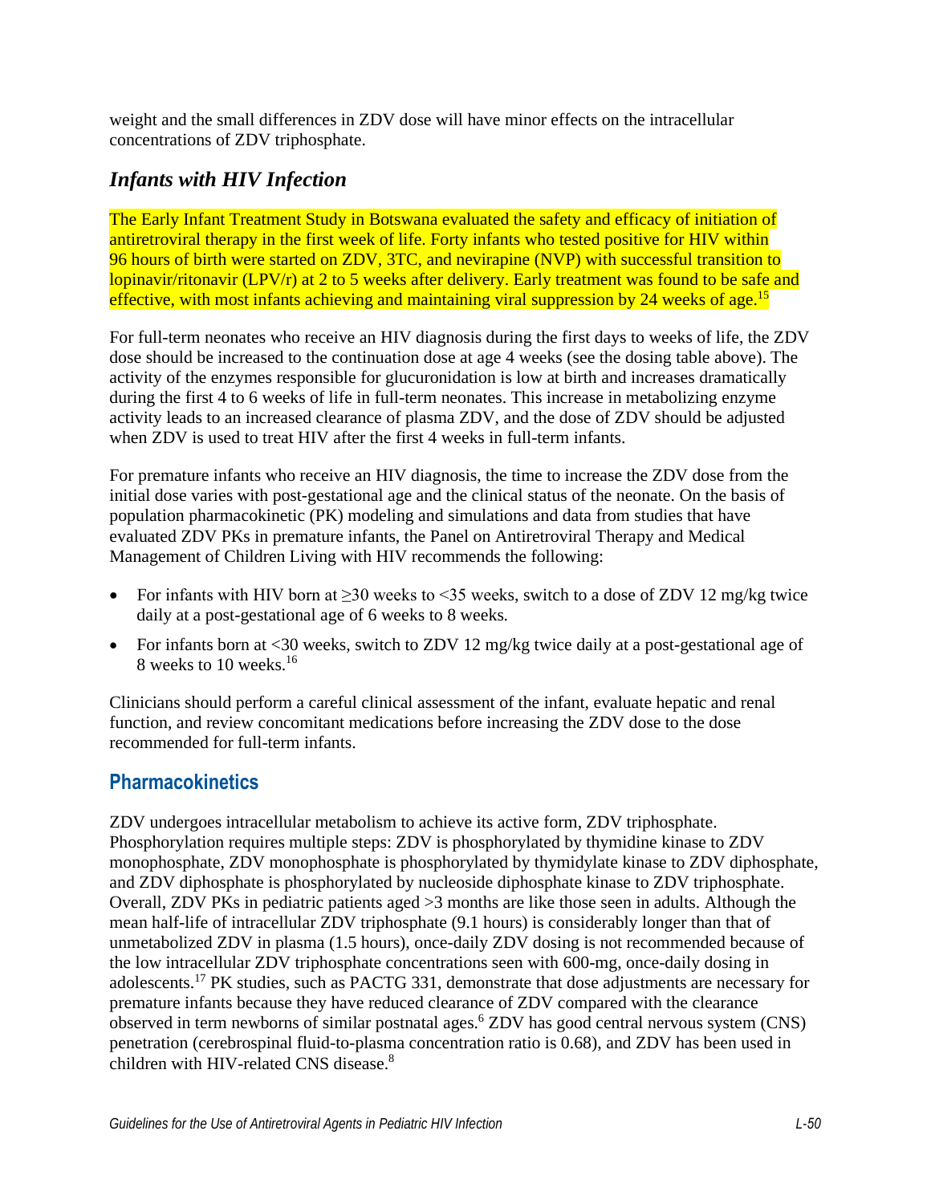weight and the small differences in ZDV dose will have minor effects on the intracellular concentrations of ZDV triphosphate.

## *Infants with HIV Infection*

The Early Infant Treatment Study in Botswana evaluated the safety and efficacy of initiation of antiretroviral therapy in the first week of life. Forty infants who tested positive for HIV within 96 hours of birth were started on ZDV, 3TC, and nevirapine (NVP) with successful transition to lopinavir/ritonavir (LPV/r) at 2 to 5 weeks after delivery. Early treatment was found to be safe and effective, with most infants achieving and maintaining viral suppression by 24 weeks of age.[15]

For full-term neonates who receive an HIV diagnosis during the first days to weeks of life, the ZDV dose should be increased to the continuation dose at age 4 weeks (see the dosing table above). The activity of the enzymes responsible for glucuronidation is low at birth and increases dramatically during the first 4 to 6 weeks of life in full-term neonates. This increase in metabolizing enzyme activity leads to an increased clearance of plasma ZDV, and the dose of ZDV should be adjusted when ZDV is used to treat HIV after the first 4 weeks in full-term infants.

For premature infants who receive an HIV diagnosis, the time to increase the ZDV dose from the initial dose varies with post-gestational age and the clinical status of the neonate. On the basis of population pharmacokinetic (PK) modeling and simulations and data from studies that have evaluated ZDV PKs in premature infants, the Panel on Antiretroviral Therapy and Medical Management of Children Living with HIV recommends the following:

- For infants with HIV born at ≥30 weeks to <35 weeks, switch to a dose of ZDV 12 mg/kg twice daily at a post-gestational age of 6 weeks to 8 weeks.
- For infants born at <30 weeks, switch to ZDV 12 mg/kg twice daily at a post-gestational age of 8 weeks to 10 weeks.[16]

Clinicians should perform a careful clinical assessment of the infant, evaluate hepatic and renal function, and review concomitant medications before increasing the ZDV dose to the dose recommended for full-term infants.

## Pharmacokinetics

ZDV undergoes intracellular metabolism to achieve its active form, ZDV triphosphate. Phosphorylation requires multiple steps: ZDV is phosphorylated by thymidine kinase to ZDV monophosphate, ZDV monophosphate is phosphorylated by thymidylate kinase to ZDV diphosphate, and ZDV diphosphate is phosphorylated by nucleoside diphosphate kinase to ZDV triphosphate. Overall, ZDV PKs in pediatric patients aged >3 months are like those seen in adults. Although the mean half-life of intracellular ZDV triphosphate (9.1 hours) is considerably longer than that of unmetabolized ZDV in plasma (1.5 hours), once-daily ZDV dosing is not recommended because of the low intracellular ZDV triphosphate concentrations seen with 600-mg, once-daily dosing in adolescents.[17] PK studies, such as PACTG 331, demonstrate that dose adjustments are necessary for premature infants because they have reduced clearance of ZDV compared with the clearance observed in term newborns of similar postnatal ages.[6] ZDV has good central nervous system (CNS) penetration (cerebrospinal fluid-to-plasma concentration ratio is 0.68), and ZDV has been used in children with HIV-related CNS disease.[8]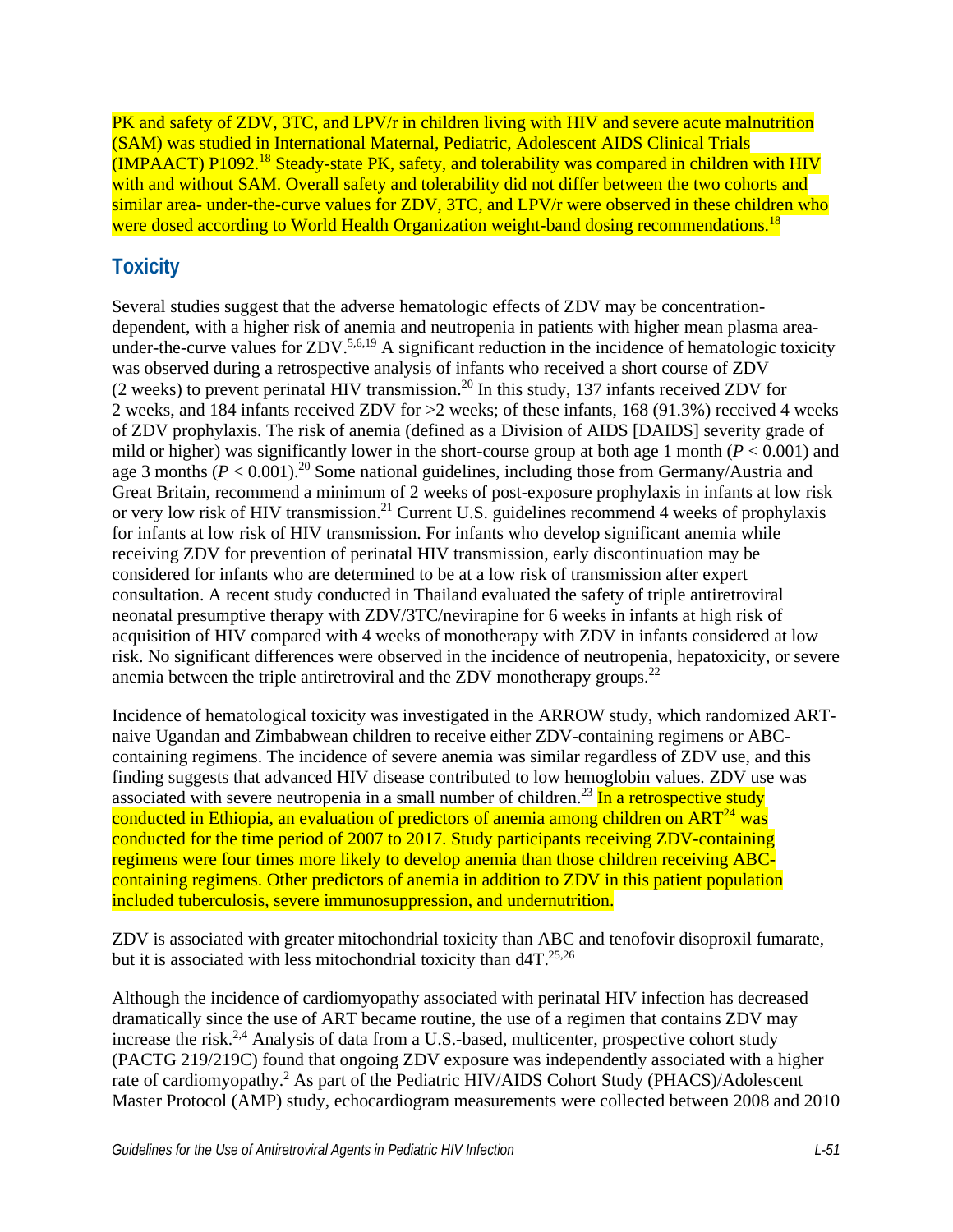PK and safety of ZDV, 3TC, and LPV/r in children living with HIV and severe acute malnutrition (SAM) was studied in International Maternal, Pediatric, Adolescent AIDS Clinical Trials (IMPAACT) P1092.[18] Steady-state PK, safety, and tolerability was compared in children with HIV with and without SAM. Overall safety and tolerability did not differ between the two cohorts and similar area- under-the-curve values for ZDV, 3TC, and LPV/r were observed in these children who were dosed according to World Health Organization weight-band dosing recommendations.[18]

## Toxicity

Several studies suggest that the adverse hematologic effects of ZDV may be concentration-dependent, with a higher risk of anemia and neutropenia in patients with higher mean plasma area-under-the-curve values for ZDV.[5,6,19] A significant reduction in the incidence of hematologic toxicity was observed during a retrospective analysis of infants who received a short course of ZDV (2 weeks) to prevent perinatal HIV transmission.[20] In this study, 137 infants received ZDV for 2 weeks, and 184 infants received ZDV for >2 weeks; of these infants, 168 (91.3%) received 4 weeks of ZDV prophylaxis. The risk of anemia (defined as a Division of AIDS [DAIDS] severity grade of mild or higher) was significantly lower in the short-course group at both age 1 month ($P < 0.001$) and age 3 months ($P < 0.001$).[20] Some national guidelines, including those from Germany/Austria and Great Britain, recommend a minimum of 2 weeks of post-exposure prophylaxis in infants at low risk or very low risk of HIV transmission.[21] Current U.S. guidelines recommend 4 weeks of prophylaxis for infants at low risk of HIV transmission. For infants who develop significant anemia while receiving ZDV for prevention of perinatal HIV transmission, early discontinuation may be considered for infants who are determined to be at a low risk of transmission after expert consultation. A recent study conducted in Thailand evaluated the safety of triple antiretroviral neonatal presumptive therapy with ZDV/3TC/nevirapine for 6 weeks in infants at high risk of acquisition of HIV compared with 4 weeks of monotherapy with ZDV in infants considered at low risk. No significant differences were observed in the incidence of neutropenia, hepatoxicity, or severe anemia between the triple antiretroviral and the ZDV monotherapy groups.[22]

Incidence of hematological toxicity was investigated in the ARROW study, which randomized ART-naive Ugandan and Zimbabwean children to receive either ZDV-containing regimens or ABC-containing regimens. The incidence of severe anemia was similar regardless of ZDV use, and this finding suggests that advanced HIV disease contributed to low hemoglobin values. ZDV use was associated with severe neutropenia in a small number of children.[23] In a retrospective study conducted in Ethiopia, an evaluation of predictors of anemia among children on ART[24] was conducted for the time period of 2007 to 2017. Study participants receiving ZDV-containing regimens were four times more likely to develop anemia than those children receiving ABC-containing regimens. Other predictors of anemia in addition to ZDV in this patient population included tuberculosis, severe immunosuppression, and undernutrition.

ZDV is associated with greater mitochondrial toxicity than ABC and tenofovir disoproxil fumarate, but it is associated with less mitochondrial toxicity than d4T.[25,26]

Although the incidence of cardiomyopathy associated with perinatal HIV infection has decreased dramatically since the use of ART became routine, the use of a regimen that contains ZDV may increase the risk.[2,4] Analysis of data from a U.S.-based, multicenter, prospective cohort study (PACTG 219/219C) found that ongoing ZDV exposure was independently associated with a higher rate of cardiomyopathy.[2] As part of the Pediatric HIV/AIDS Cohort Study (PHACS)/Adolescent Master Protocol (AMP) study, echocardiogram measurements were collected between 2008 and 2010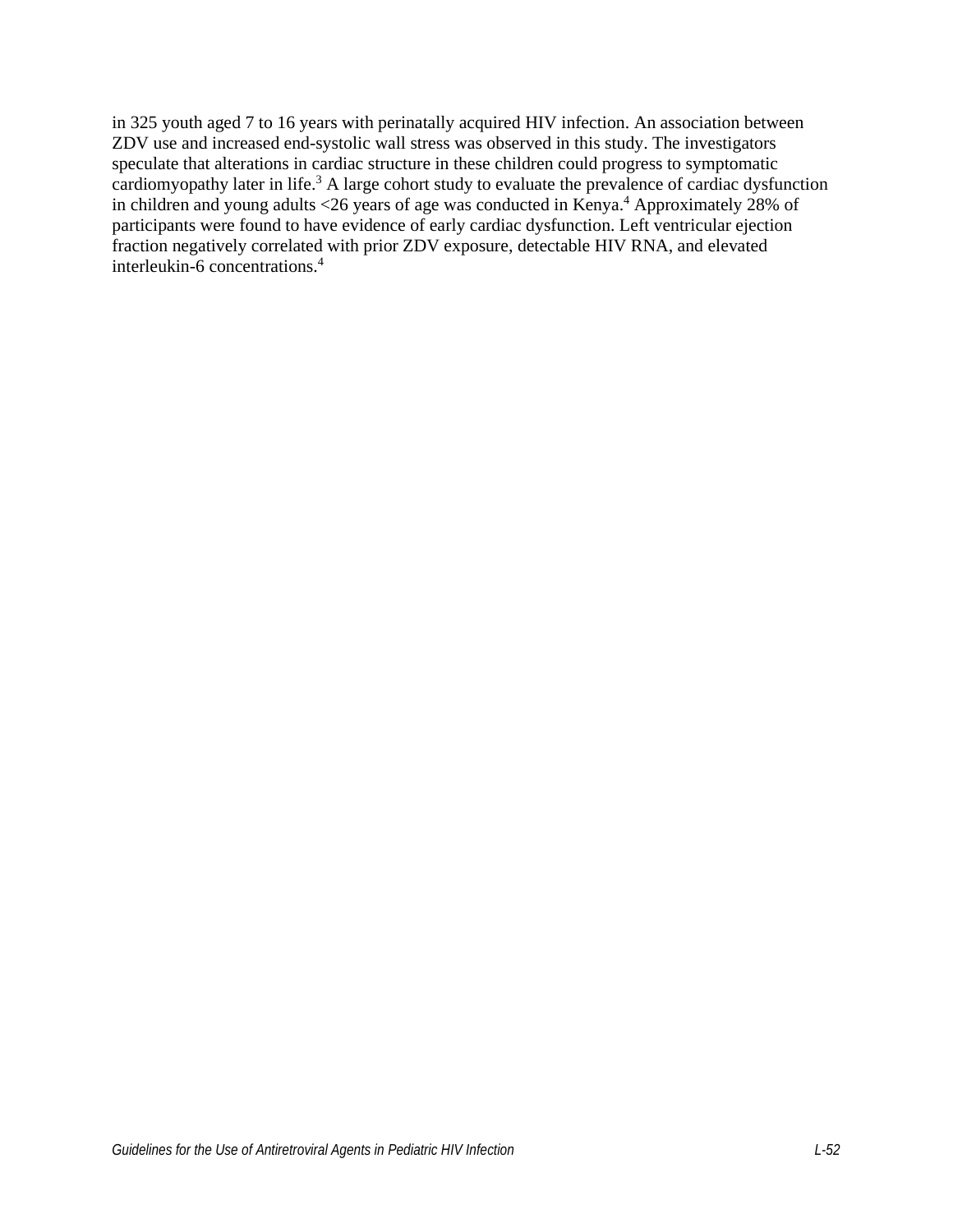in 325 youth aged 7 to 16 years with perinatally acquired HIV infection. An association between ZDV use and increased end-systolic wall stress was observed in this study. The investigators speculate that alterations in cardiac structure in these children could progress to symptomatic cardiomyopathy later in life.[3] A large cohort study to evaluate the prevalence of cardiac dysfunction in children and young adults <26 years of age was conducted in Kenya.[4] Approximately 28% of participants were found to have evidence of early cardiac dysfunction. Left ventricular ejection fraction negatively correlated with prior ZDV exposure, detectable HIV RNA, and elevated interleukin-6 concentrations.[4]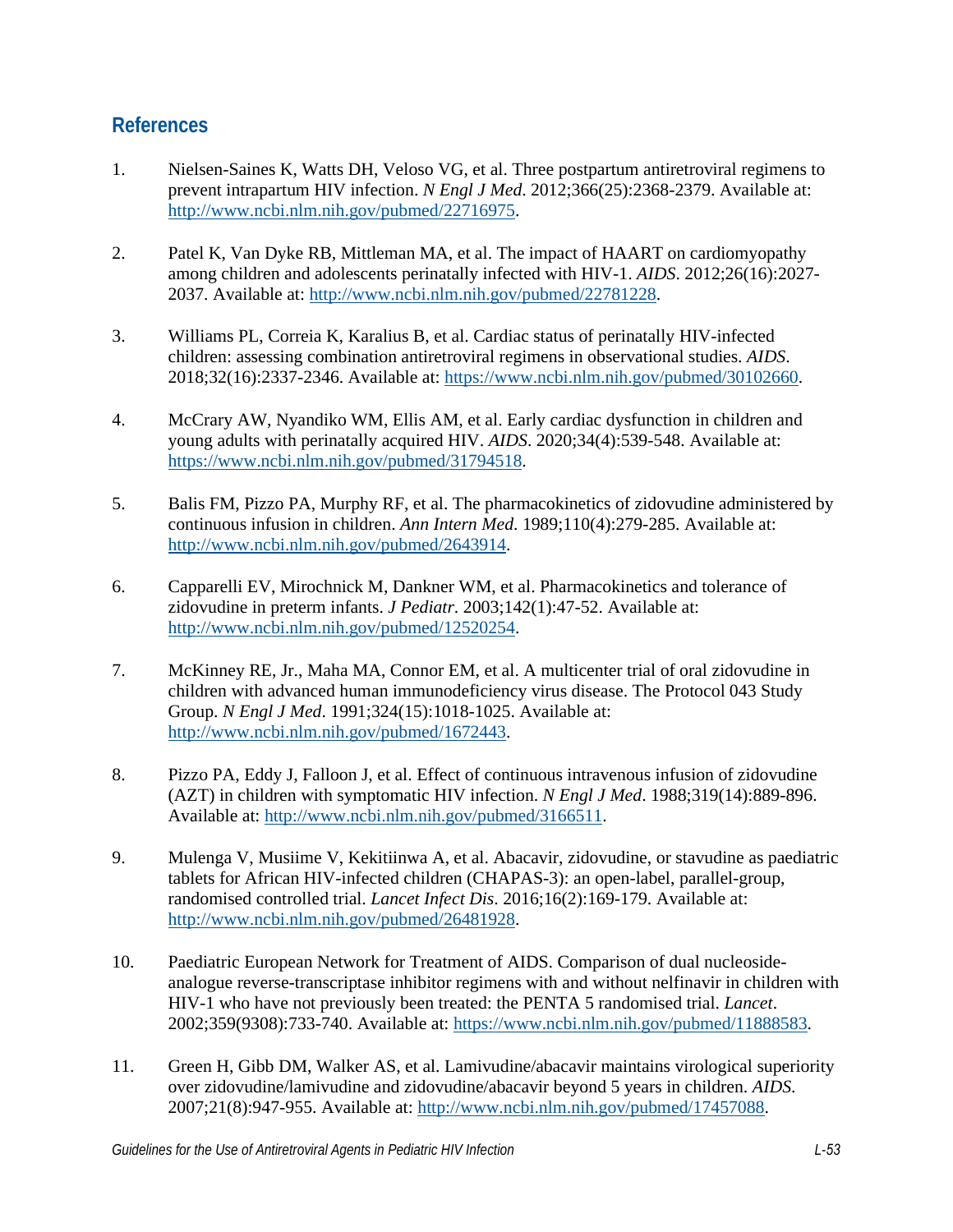## References

1. Nielsen-Saines K, Watts DH, Veloso VG, et al. Three postpartum antiretroviral regimens to prevent intrapartum HIV infection. *N Engl J Med*. 2012;366(25):2368-2379. Available at: http://www.ncbi.nlm.nih.gov/pubmed/22716975.

2. Patel K, Van Dyke RB, Mittleman MA, et al. The impact of HAART on cardiomyopathy among children and adolescents perinatally infected with HIV-1. *AIDS*. 2012;26(16):2027-2037. Available at: http://www.ncbi.nlm.nih.gov/pubmed/22781228.

3. Williams PL, Correia K, Karalius B, et al. Cardiac status of perinatally HIV-infected children: assessing combination antiretroviral regimens in observational studies. *AIDS*. 2018;32(16):2337-2346. Available at: https://www.ncbi.nlm.nih.gov/pubmed/30102660.

4. McCrary AW, Nyandiko WM, Ellis AM, et al. Early cardiac dysfunction in children and young adults with perinatally acquired HIV. *AIDS*. 2020;34(4):539-548. Available at: https://www.ncbi.nlm.nih.gov/pubmed/31794518.

5. Balis FM, Pizzo PA, Murphy RF, et al. The pharmacokinetics of zidovudine administered by continuous infusion in children. *Ann Intern Med*. 1989;110(4):279-285. Available at: http://www.ncbi.nlm.nih.gov/pubmed/2643914.

6. Capparelli EV, Mirochnick M, Dankner WM, et al. Pharmacokinetics and tolerance of zidovudine in preterm infants. *J Pediatr*. 2003;142(1):47-52. Available at: http://www.ncbi.nlm.nih.gov/pubmed/12520254.

7. McKinney RE, Jr., Maha MA, Connor EM, et al. A multicenter trial of oral zidovudine in children with advanced human immunodeficiency virus disease. The Protocol 043 Study Group. *N Engl J Med*. 1991;324(15):1018-1025. Available at: http://www.ncbi.nlm.nih.gov/pubmed/1672443.

8. Pizzo PA, Eddy J, Falloon J, et al. Effect of continuous intravenous infusion of zidovudine (AZT) in children with symptomatic HIV infection. *N Engl J Med*. 1988;319(14):889-896. Available at: http://www.ncbi.nlm.nih.gov/pubmed/3166511.

9. Mulenga V, Musiime V, Kekitiinwa A, et al. Abacavir, zidovudine, or stavudine as paediatric tablets for African HIV-infected children (CHAPAS-3): an open-label, parallel-group, randomised controlled trial. *Lancet Infect Dis*. 2016;16(2):169-179. Available at: http://www.ncbi.nlm.nih.gov/pubmed/26481928.

10. Paediatric European Network for Treatment of AIDS. Comparison of dual nucleoside-analogue reverse-transcriptase inhibitor regimens with and without nelfinavir in children with HIV-1 who have not previously been treated: the PENTA 5 randomised trial. *Lancet*. 2002;359(9308):733-740. Available at: https://www.ncbi.nlm.nih.gov/pubmed/11888583.

11. Green H, Gibb DM, Walker AS, et al. Lamivudine/abacavir maintains virological superiority over zidovudine/lamivudine and zidovudine/abacavir beyond 5 years in children. *AIDS*. 2007;21(8):947-955. Available at: http://www.ncbi.nlm.nih.gov/pubmed/17457088.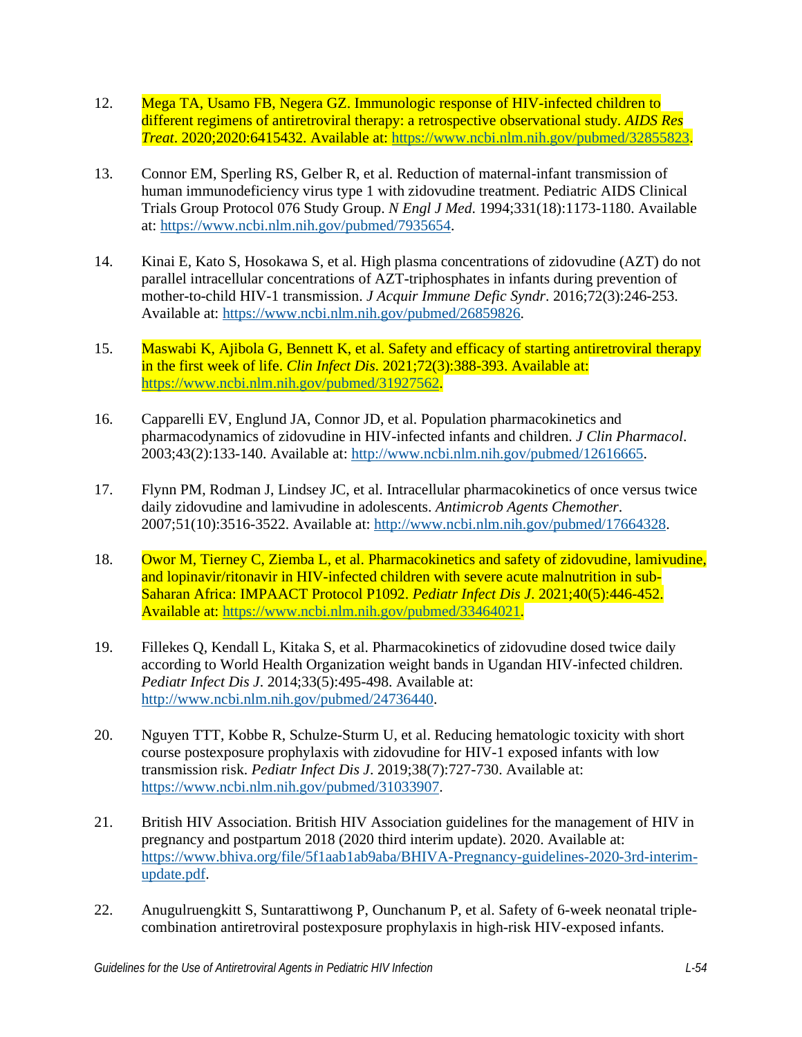12. Mega TA, Usamo FB, Negera GZ. Immunologic response of HIV-infected children to different regimens of antiretroviral therapy: a retrospective observational study. *AIDS Res Treat*. 2020;2020:6415432. Available at: https://www.ncbi.nlm.nih.gov/pubmed/32855823.

13. Connor EM, Sperling RS, Gelber R, et al. Reduction of maternal-infant transmission of human immunodeficiency virus type 1 with zidovudine treatment. Pediatric AIDS Clinical Trials Group Protocol 076 Study Group. *N Engl J Med*. 1994;331(18):1173-1180. Available at: https://www.ncbi.nlm.nih.gov/pubmed/7935654.

14. Kinai E, Kato S, Hosokawa S, et al. High plasma concentrations of zidovudine (AZT) do not parallel intracellular concentrations of AZT-triphosphates in infants during prevention of mother-to-child HIV-1 transmission. *J Acquir Immune Defic Syndr*. 2016;72(3):246-253. Available at: https://www.ncbi.nlm.nih.gov/pubmed/26859826.

15. Maswabi K, Ajibola G, Bennett K, et al. Safety and efficacy of starting antiretroviral therapy in the first week of life. *Clin Infect Dis*. 2021;72(3):388-393. Available at: https://www.ncbi.nlm.nih.gov/pubmed/31927562.

16. Capparelli EV, Englund JA, Connor JD, et al. Population pharmacokinetics and pharmacodynamics of zidovudine in HIV-infected infants and children. *J Clin Pharmacol*. 2003;43(2):133-140. Available at: http://www.ncbi.nlm.nih.gov/pubmed/12616665.

17. Flynn PM, Rodman J, Lindsey JC, et al. Intracellular pharmacokinetics of once versus twice daily zidovudine and lamivudine in adolescents. *Antimicrob Agents Chemother*. 2007;51(10):3516-3522. Available at: http://www.ncbi.nlm.nih.gov/pubmed/17664328.

18. Owor M, Tierney C, Ziemba L, et al. Pharmacokinetics and safety of zidovudine, lamivudine, and lopinavir/ritonavir in HIV-infected children with severe acute malnutrition in sub-Saharan Africa: IMPAACT Protocol P1092. *Pediatr Infect Dis J*. 2021;40(5):446-452. Available at: https://www.ncbi.nlm.nih.gov/pubmed/33464021.

19. Fillekes Q, Kendall L, Kitaka S, et al. Pharmacokinetics of zidovudine dosed twice daily according to World Health Organization weight bands in Ugandan HIV-infected children. *Pediatr Infect Dis J*. 2014;33(5):495-498. Available at: http://www.ncbi.nlm.nih.gov/pubmed/24736440.

20. Nguyen TTT, Kobbe R, Schulze-Sturm U, et al. Reducing hematologic toxicity with short course postexposure prophylaxis with zidovudine for HIV-1 exposed infants with low transmission risk. *Pediatr Infect Dis J*. 2019;38(7):727-730. Available at: https://www.ncbi.nlm.nih.gov/pubmed/31033907.

21. British HIV Association. British HIV Association guidelines for the management of HIV in pregnancy and postpartum 2018 (2020 third interim update). 2020. Available at: https://www.bhiva.org/file/5f1aab1ab9aba/BHIVA-Pregnancy-guidelines-2020-3rd-interim-update.pdf.

22. Anugulruengkitt S, Suntarattiwong P, Ounchanum P, et al. Safety of 6-week neonatal triple-combination antiretroviral postexposure prophylaxis in high-risk HIV-exposed infants.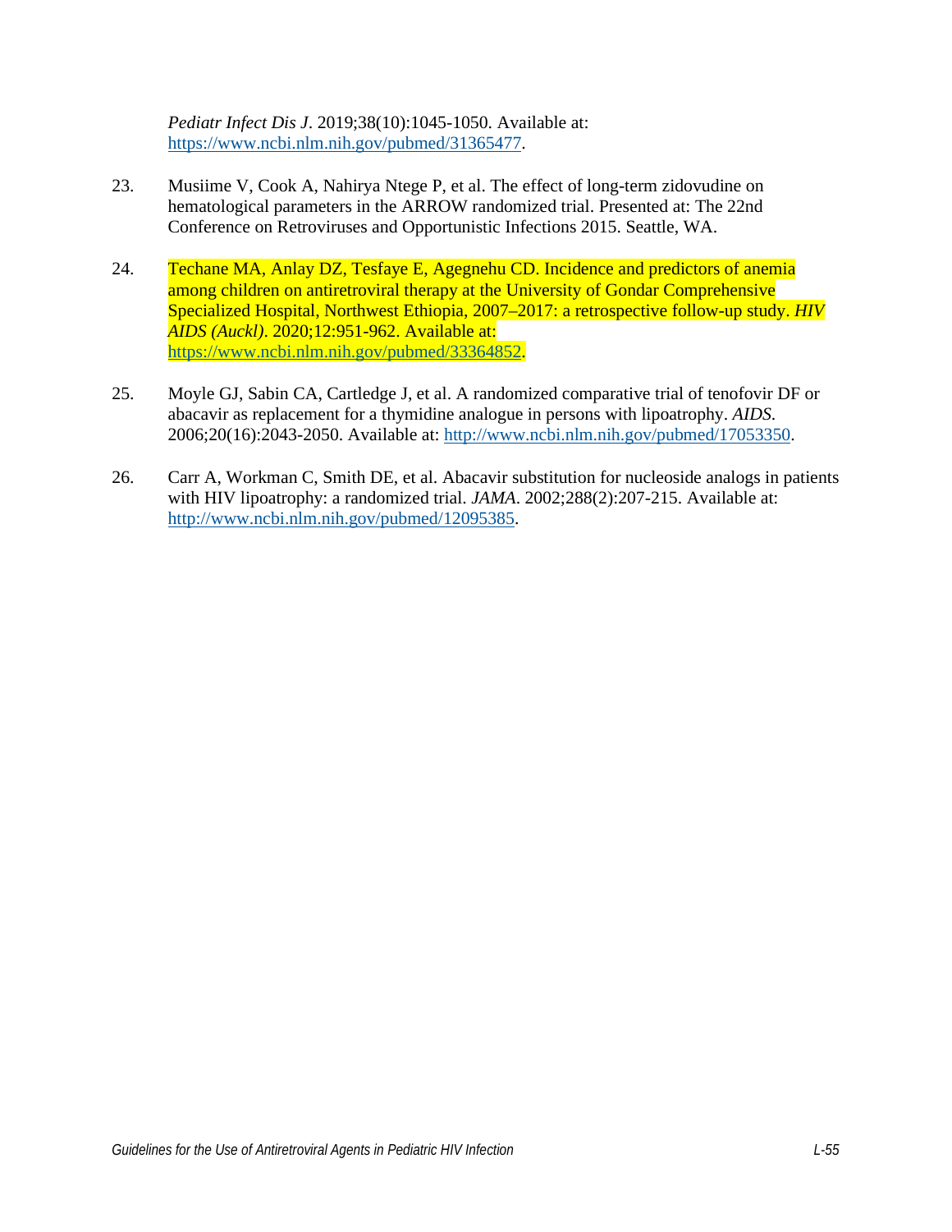*Pediatr Infect Dis J*. 2019;38(10):1045-1050. Available at: https://www.ncbi.nlm.nih.gov/pubmed/31365477.

23. Musiime V, Cook A, Nahirya Ntege P, et al. The effect of long-term zidovudine on hematological parameters in the ARROW randomized trial. Presented at: The 22nd Conference on Retroviruses and Opportunistic Infections 2015. Seattle, WA.

24. Techane MA, Anlay DZ, Tesfaye E, Agegnehu CD. Incidence and predictors of anemia among children on antiretroviral therapy at the University of Gondar Comprehensive Specialized Hospital, Northwest Ethiopia, 2007–2017: a retrospective follow-up study. *HIV AIDS (Auckl)*. 2020;12:951-962. Available at: https://www.ncbi.nlm.nih.gov/pubmed/33364852.

25. Moyle GJ, Sabin CA, Cartledge J, et al. A randomized comparative trial of tenofovir DF or abacavir as replacement for a thymidine analogue in persons with lipoatrophy. *AIDS*. 2006;20(16):2043-2050. Available at: http://www.ncbi.nlm.nih.gov/pubmed/17053350.

26. Carr A, Workman C, Smith DE, et al. Abacavir substitution for nucleoside analogs in patients with HIV lipoatrophy: a randomized trial. *JAMA*. 2002;288(2):207-215. Available at: http://www.ncbi.nlm.nih.gov/pubmed/12095385.